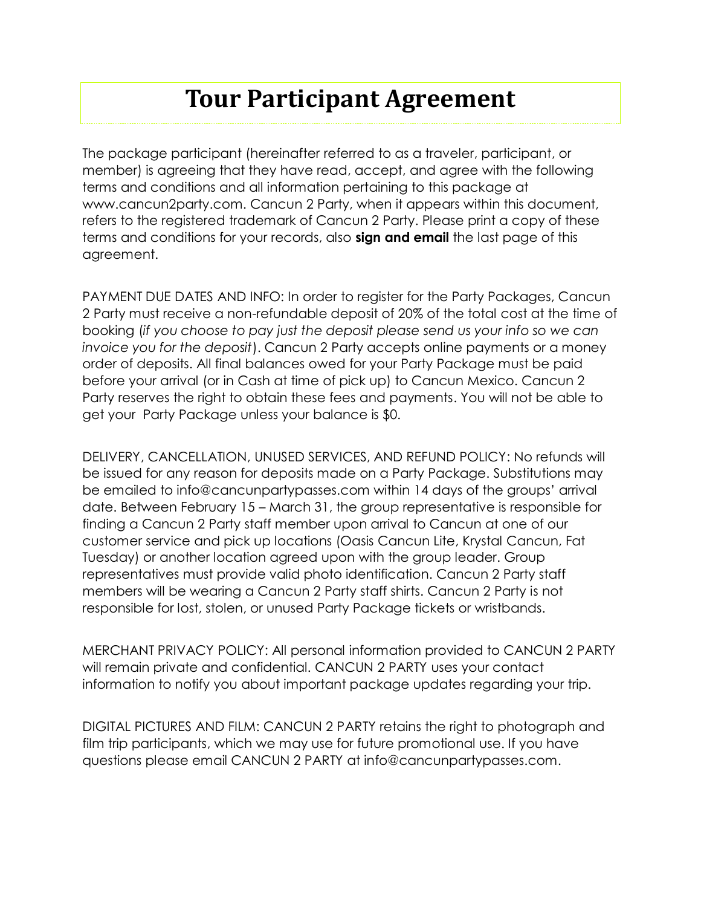# Tour Participant Agreement

The package participant (hereinafter referred to as a traveler, participant, or member) is agreeing that they have read, accept, and agree with the following terms and conditions and all information pertaining to this package at www.cancun2party.com. Cancun 2 Party, when it appears within this document, refers to the registered trademark of Cancun 2 Party. Please print a copy of these terms and conditions for your records, also **sign and email** the last page of this agreement.

PAYMENT DUE DATES AND INFO: In order to register for the Party Packages, Cancun 2 Party must receive a non-refundable deposit of 20% of the total cost at the time of booking (*if you choose to pay just the deposit please send us your info so we can invoice you for the deposit*). Cancun 2 Party accepts online payments or a money order of deposits. All final balances owed for your Party Package must be paid before your arrival (or in Cash at time of pick up) to Cancun Mexico. Cancun 2 Party reserves the right to obtain these fees and payments. You will not be able to get your Party Package unless your balance is $0.

DELIVERY, CANCELLATION, UNUSED SERVICES, AND REFUND POLICY: No refunds will be issued for any reason for deposits made on a Party Package. Substitutions may be emailed to info@cancunpartypasses.com within 14 days of the groups' arrival date. Between February 15 – March 31, the group representative is responsible for finding a Cancun 2 Party staff member upon arrival to Cancun at one of our customer service and pick up locations (Oasis Cancun Lite, Krystal Cancun, Fat Tuesday) or another location agreed upon with the group leader. Group representatives must provide valid photo identification. Cancun 2 Party staff members will be wearing a Cancun 2 Party staff shirts. Cancun 2 Party is not responsible for lost, stolen, or unused Party Package tickets or wristbands.

MERCHANT PRIVACY POLICY: All personal information provided to CANCUN 2 PARTY will remain private and confidential. CANCUN 2 PARTY uses your contact information to notify you about important package updates regarding your trip.

DIGITAL PICTURES AND FILM: CANCUN 2 PARTY retains the right to photograph and film trip participants, which we may use for future promotional use. If you have questions please email CANCUN 2 PARTY at info@cancunpartypasses.com.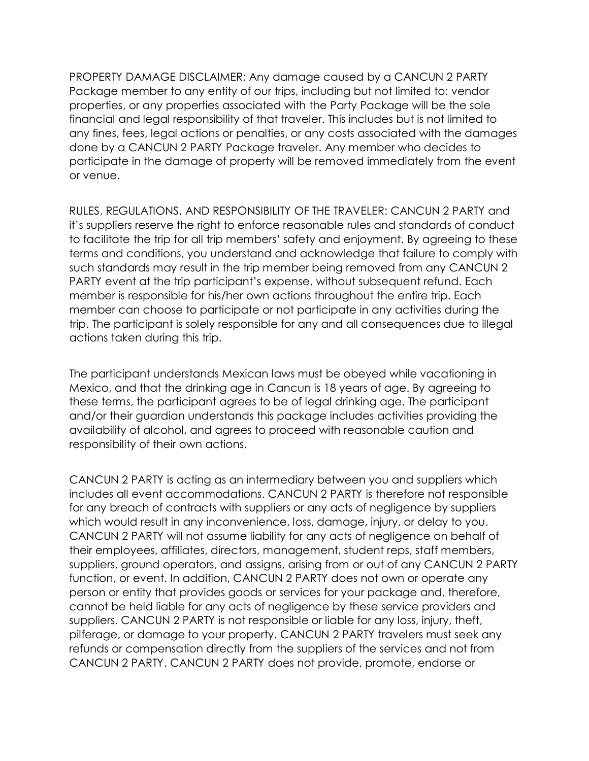PROPERTY DAMAGE DISCLAIMER: Any damage caused by a CANCUN 2 PARTY Package member to any entity of our trips, including but not limited to: vendor properties, or any properties associated with the Party Package will be the sole financial and legal responsibility of that traveler. This includes but is not limited to any fines, fees, legal actions or penalties, or any costs associated with the damages done by a CANCUN 2 PARTY Package traveler. Any member who decides to participate in the damage of property will be removed immediately from the event or venue.

RULES, REGULATIONS, AND RESPONSIBILITY OF THE TRAVELER: CANCUN 2 PARTY and it's suppliers reserve the right to enforce reasonable rules and standards of conduct to facilitate the trip for all trip members' safety and enjoyment. By agreeing to these terms and conditions, you understand and acknowledge that failure to comply with such standards may result in the trip member being removed from any CANCUN 2 PARTY event at the trip participant's expense, without subsequent refund. Each member is responsible for his/her own actions throughout the entire trip. Each member can choose to participate or not participate in any activities during the trip. The participant is solely responsible for any and all consequences due to illegal actions taken during this trip.

The participant understands Mexican laws must be obeyed while vacationing in Mexico, and that the drinking age in Cancun is 18 years of age. By agreeing to these terms, the participant agrees to be of legal drinking age. The participant and/or their guardian understands this package includes activities providing the availability of alcohol, and agrees to proceed with reasonable caution and responsibility of their own actions.

CANCUN 2 PARTY is acting as an intermediary between you and suppliers which includes all event accommodations. CANCUN 2 PARTY is therefore not responsible for any breach of contracts with suppliers or any acts of negligence by suppliers which would result in any inconvenience, loss, damage, injury, or delay to you. CANCUN 2 PARTY will not assume liability for any acts of negligence on behalf of their employees, affiliates, directors, management, student reps, staff members, suppliers, ground operators, and assigns, arising from or out of any CANCUN 2 PARTY function, or event. In addition, CANCUN 2 PARTY does not own or operate any person or entity that provides goods or services for your package and, therefore, cannot be held liable for any acts of negligence by these service providers and suppliers. CANCUN 2 PARTY is not responsible or liable for any loss, injury, theft, pilferage, or damage to your property. CANCUN 2 PARTY travelers must seek any refunds or compensation directly from the suppliers of the services and not from CANCUN 2 PARTY. CANCUN 2 PARTY does not provide, promote, endorse or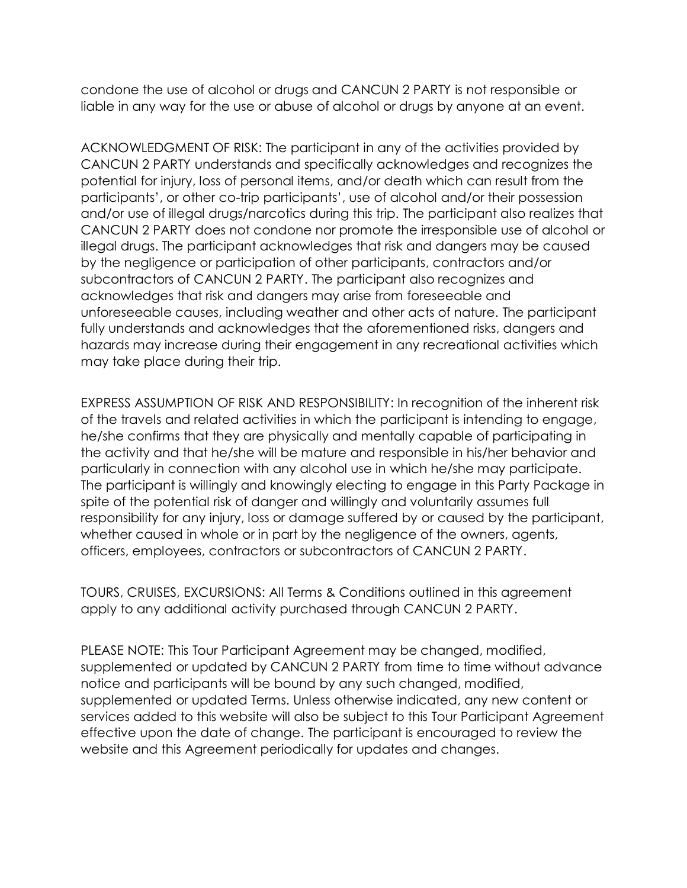condone the use of alcohol or drugs and CANCUN 2 PARTY is not responsible or liable in any way for the use or abuse of alcohol or drugs by anyone at an event.

ACKNOWLEDGMENT OF RISK: The participant in any of the activities provided by CANCUN 2 PARTY understands and specifically acknowledges and recognizes the potential for injury, loss of personal items, and/or death which can result from the participants', or other co-trip participants', use of alcohol and/or their possession and/or use of illegal drugs/narcotics during this trip. The participant also realizes that CANCUN 2 PARTY does not condone nor promote the irresponsible use of alcohol or illegal drugs. The participant acknowledges that risk and dangers may be caused by the negligence or participation of other participants, contractors and/or subcontractors of CANCUN 2 PARTY. The participant also recognizes and acknowledges that risk and dangers may arise from foreseeable and unforeseeable causes, including weather and other acts of nature. The participant fully understands and acknowledges that the aforementioned risks, dangers and hazards may increase during their engagement in any recreational activities which may take place during their trip.

EXPRESS ASSUMPTION OF RISK AND RESPONSIBILITY: In recognition of the inherent risk of the travels and related activities in which the participant is intending to engage, he/she confirms that they are physically and mentally capable of participating in the activity and that he/she will be mature and responsible in his/her behavior and particularly in connection with any alcohol use in which he/she may participate. The participant is willingly and knowingly electing to engage in this Party Package in spite of the potential risk of danger and willingly and voluntarily assumes full responsibility for any injury, loss or damage suffered by or caused by the participant, whether caused in whole or in part by the negligence of the owners, agents, officers, employees, contractors or subcontractors of CANCUN 2 PARTY.

TOURS, CRUISES, EXCURSIONS: All Terms & Conditions outlined in this agreement apply to any additional activity purchased through CANCUN 2 PARTY.

PLEASE NOTE: This Tour Participant Agreement may be changed, modified, supplemented or updated by CANCUN 2 PARTY from time to time without advance notice and participants will be bound by any such changed, modified, supplemented or updated Terms. Unless otherwise indicated, any new content or services added to this website will also be subject to this Tour Participant Agreement effective upon the date of change. The participant is encouraged to review the website and this Agreement periodically for updates and changes.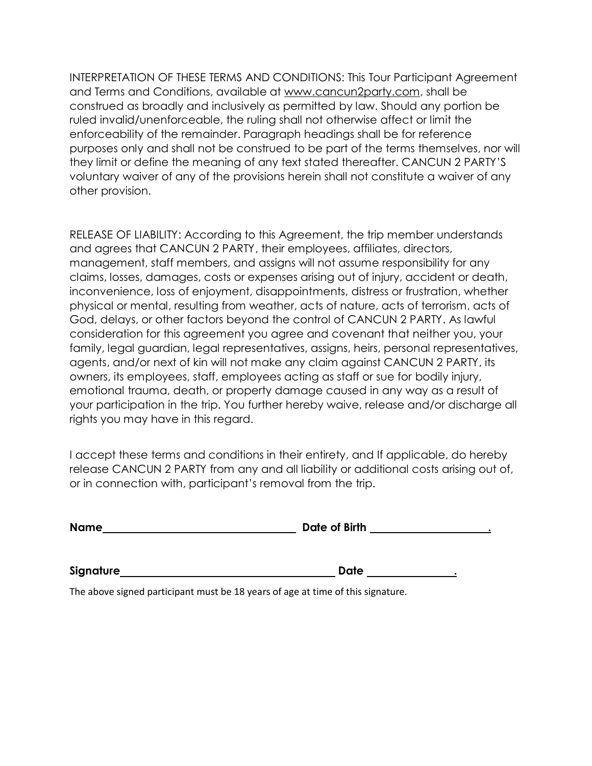INTERPRETATION OF THESE TERMS AND CONDITIONS: This Tour Participant Agreement and Terms and Conditions, available at www.cancun2party.com, shall be construed as broadly and inclusively as permitted by law. Should any portion be ruled invalid/unenforceable, the ruling shall not otherwise affect or limit the enforceability of the remainder. Paragraph headings shall be for reference purposes only and shall not be construed to be part of the terms themselves, nor will they limit or define the meaning of any text stated thereafter. CANCUN 2 PARTY'S voluntary waiver of any of the provisions herein shall not constitute a waiver of any other provision.

RELEASE OF LIABILITY: According to this Agreement, the trip member understands and agrees that CANCUN 2 PARTY, their employees, affiliates, directors, management, staff members, and assigns will not assume responsibility for any claims, losses, damages, costs or expenses arising out of injury, accident or death, inconvenience, loss of enjoyment, disappointments, distress or frustration, whether physical or mental, resulting from weather, acts of nature, acts of terrorism, acts of God, delays, or other factors beyond the control of CANCUN 2 PARTY. As lawful consideration for this agreement you agree and covenant that neither you, your family, legal guardian, legal representatives, assigns, heirs, personal representatives, agents, and/or next of kin will not make any claim against CANCUN 2 PARTY, its owners, its employees, staff, employees acting as staff or sue for bodily injury, emotional trauma, death, or property damage caused in any way as a result of your participation in the trip. You further hereby waive, release and/or discharge all rights you may have in this regard.

I accept these terms and conditions in their entirety, and If applicable, do hereby release CANCUN 2 PARTY from any and all liability or additional costs arising out of, or in connection with, participant's removal from the trip.

**Name**\_\_\_\_\_\_\_\_\_\_\_\_\_\_\_\_\_\_\_\_\_\_\_\_\_\_\_\_\_\_ **Date of Birth** \_\_\_\_\_\_\_\_\_\_\_\_\_\_\_\_\_\_.

**Signature**\_\_\_\_\_\_\_\_\_\_\_\_\_\_\_\_\_\_\_\_\_\_\_\_\_\_\_\_\_\_\_\_\_\_ **Date** \_\_\_\_\_\_\_\_\_\_\_\_\_\_.

The above signed participant must be 18 years of age at time of this signature.